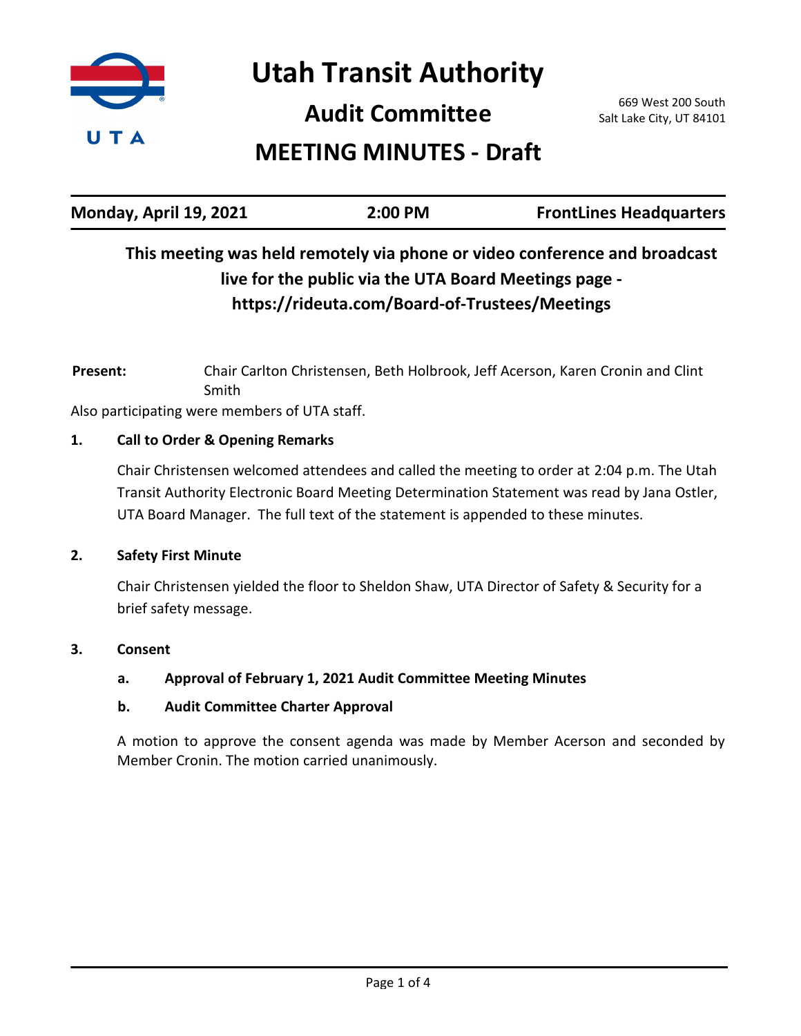# Utah Transit Authority

## Audit Committee

## MEETING MINUTES - Draft

669 West 200 South
Salt Lake City, UT 84101

| Monday, April 19, 2021 | 2:00 PM | FrontLines Headquarters |
|---|---|---|

**This meeting was held remotely via phone or video conference and broadcast live for the public via the UTA Board Meetings page - https://rideuta.com/Board-of-Trustees/Meetings**

**Present:** Chair Carlton Christensen, Beth Holbrook, Jeff Acerson, Karen Cronin and Clint Smith

Also participating were members of UTA staff.

### 1. Call to Order & Opening Remarks

Chair Christensen welcomed attendees and called the meeting to order at 2:04 p.m. The Utah Transit Authority Electronic Board Meeting Determination Statement was read by Jana Ostler, UTA Board Manager. The full text of the statement is appended to these minutes.

### 2. Safety First Minute

Chair Christensen yielded the floor to Sheldon Shaw, UTA Director of Safety & Security for a brief safety message.

### 3. Consent

**a. Approval of February 1, 2021 Audit Committee Meeting Minutes**

**b. Audit Committee Charter Approval**

A motion to approve the consent agenda was made by Member Acerson and seconded by Member Cronin. The motion carried unanimously.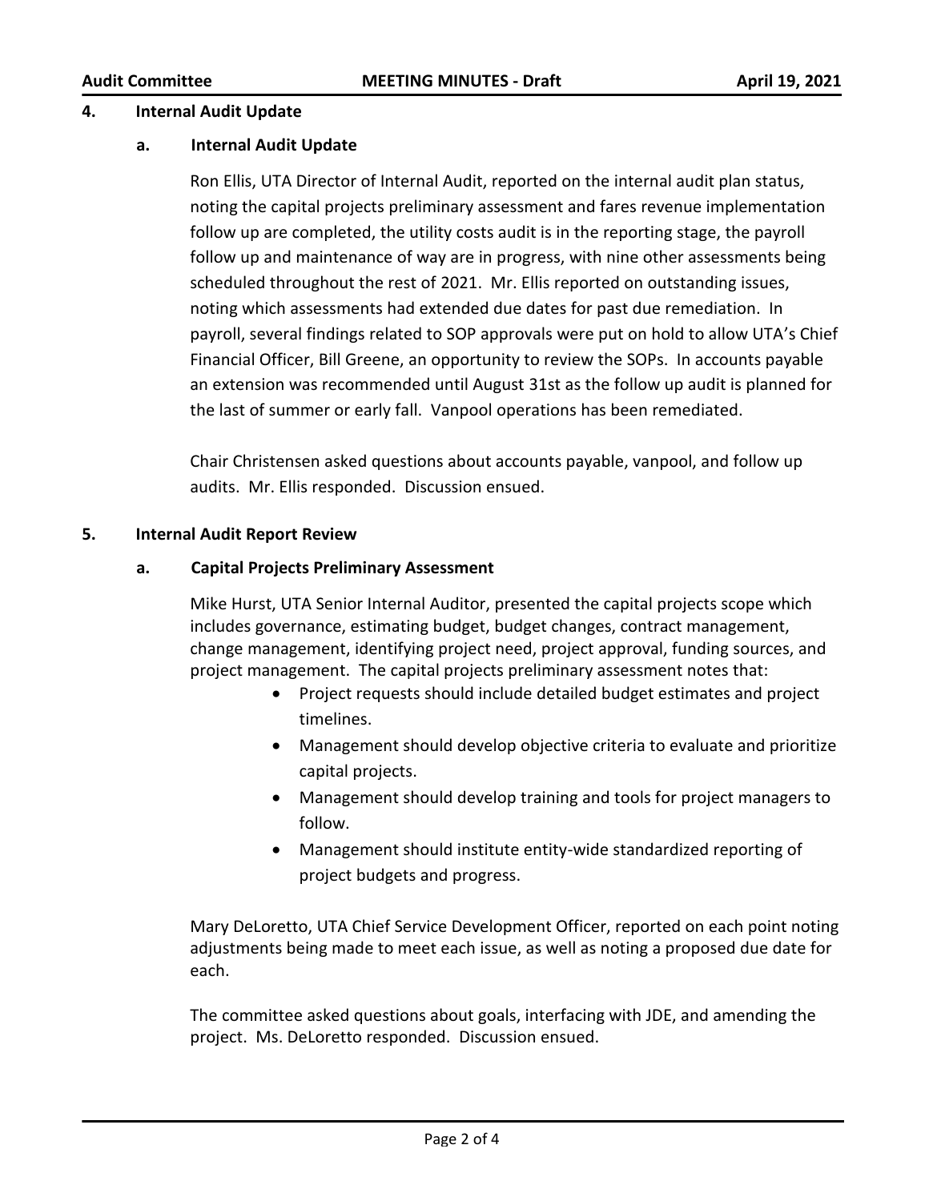## 4. Internal Audit Update

### a. Internal Audit Update

Ron Ellis, UTA Director of Internal Audit, reported on the internal audit plan status, noting the capital projects preliminary assessment and fares revenue implementation follow up are completed, the utility costs audit is in the reporting stage, the payroll follow up and maintenance of way are in progress, with nine other assessments being scheduled throughout the rest of 2021. Mr. Ellis reported on outstanding issues, noting which assessments had extended due dates for past due remediation. In payroll, several findings related to SOP approvals were put on hold to allow UTA's Chief Financial Officer, Bill Greene, an opportunity to review the SOPs. In accounts payable an extension was recommended until August 31st as the follow up audit is planned for the last of summer or early fall. Vanpool operations has been remediated.

Chair Christensen asked questions about accounts payable, vanpool, and follow up audits. Mr. Ellis responded. Discussion ensued.

## 5. Internal Audit Report Review

### a. Capital Projects Preliminary Assessment

Mike Hurst, UTA Senior Internal Auditor, presented the capital projects scope which includes governance, estimating budget, budget changes, contract management, change management, identifying project need, project approval, funding sources, and project management. The capital projects preliminary assessment notes that:

- Project requests should include detailed budget estimates and project timelines.
- Management should develop objective criteria to evaluate and prioritize capital projects.
- Management should develop training and tools for project managers to follow.
- Management should institute entity-wide standardized reporting of project budgets and progress.

Mary DeLoretto, UTA Chief Service Development Officer, reported on each point noting adjustments being made to meet each issue, as well as noting a proposed due date for each.

The committee asked questions about goals, interfacing with JDE, and amending the project. Ms. DeLoretto responded. Discussion ensued.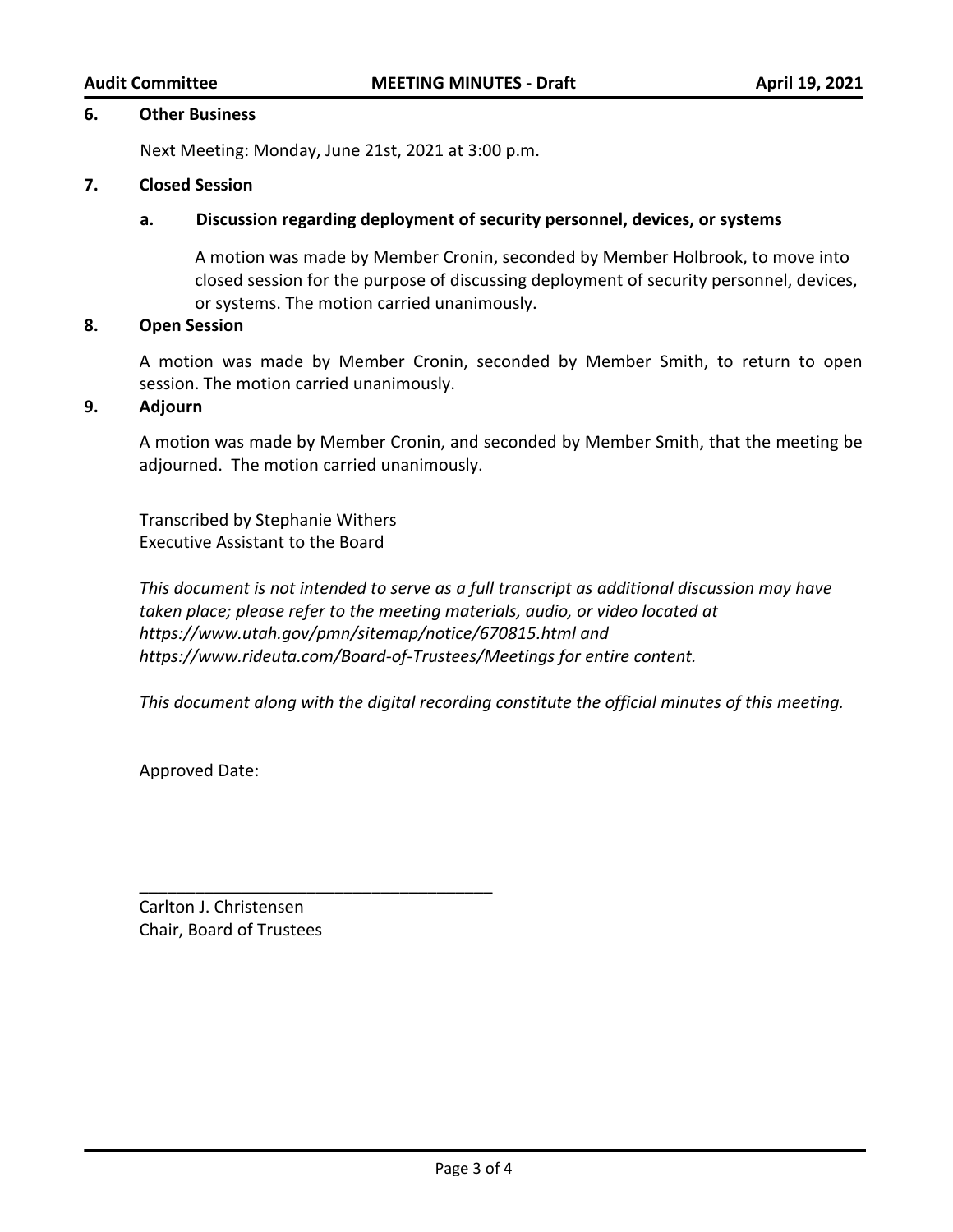## 6. Other Business

Next Meeting: Monday, June 21st, 2021 at 3:00 p.m.

## 7. Closed Session

### a. Discussion regarding deployment of security personnel, devices, or systems

A motion was made by Member Cronin, seconded by Member Holbrook, to move into closed session for the purpose of discussing deployment of security personnel, devices, or systems. The motion carried unanimously.

## 8. Open Session

A motion was made by Member Cronin, seconded by Member Smith, to return to open session. The motion carried unanimously.

## 9. Adjourn

A motion was made by Member Cronin, and seconded by Member Smith, that the meeting be adjourned. The motion carried unanimously.

Transcribed by Stephanie Withers
Executive Assistant to the Board

*This document is not intended to serve as a full transcript as additional discussion may have taken place; please refer to the meeting materials, audio, or video located at https://www.utah.gov/pmn/sitemap/notice/670815.html and https://www.rideuta.com/Board-of-Trustees/Meetings for entire content.*

*This document along with the digital recording constitute the official minutes of this meeting.*

Approved Date:

_______________________________________

Carlton J. Christensen
Chair, Board of Trustees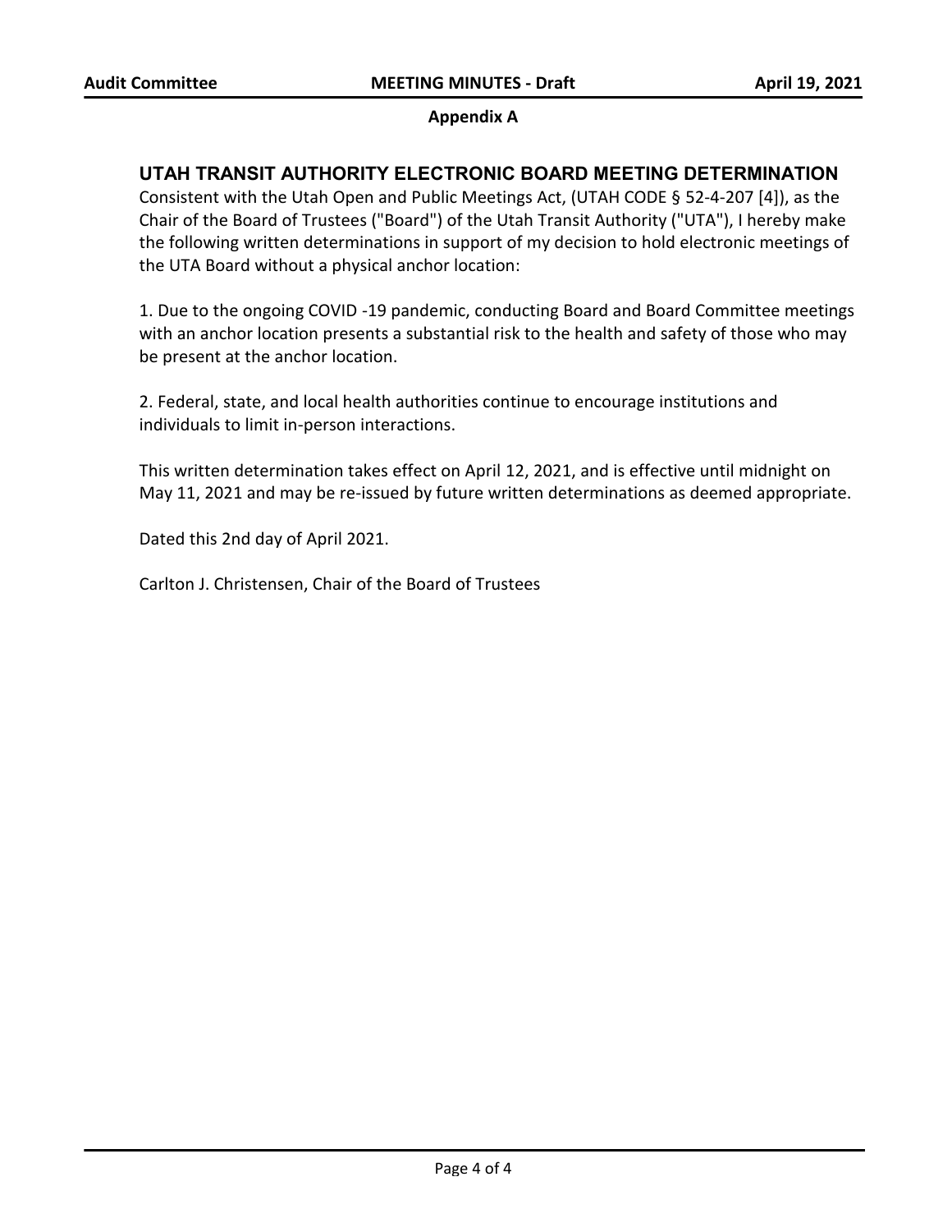**Appendix A**

## UTAH TRANSIT AUTHORITY ELECTRONIC BOARD MEETING DETERMINATION

Consistent with the Utah Open and Public Meetings Act, (UTAH CODE § 52-4-207 [4]), as the Chair of the Board of Trustees ("Board") of the Utah Transit Authority ("UTA"), I hereby make the following written determinations in support of my decision to hold electronic meetings of the UTA Board without a physical anchor location:

1. Due to the ongoing COVID -19 pandemic, conducting Board and Board Committee meetings with an anchor location presents a substantial risk to the health and safety of those who may be present at the anchor location.

2. Federal, state, and local health authorities continue to encourage institutions and individuals to limit in-person interactions.

This written determination takes effect on April 12, 2021, and is effective until midnight on May 11, 2021 and may be re-issued by future written determinations as deemed appropriate.

Dated this 2nd day of April 2021.

Carlton J. Christensen, Chair of the Board of Trustees